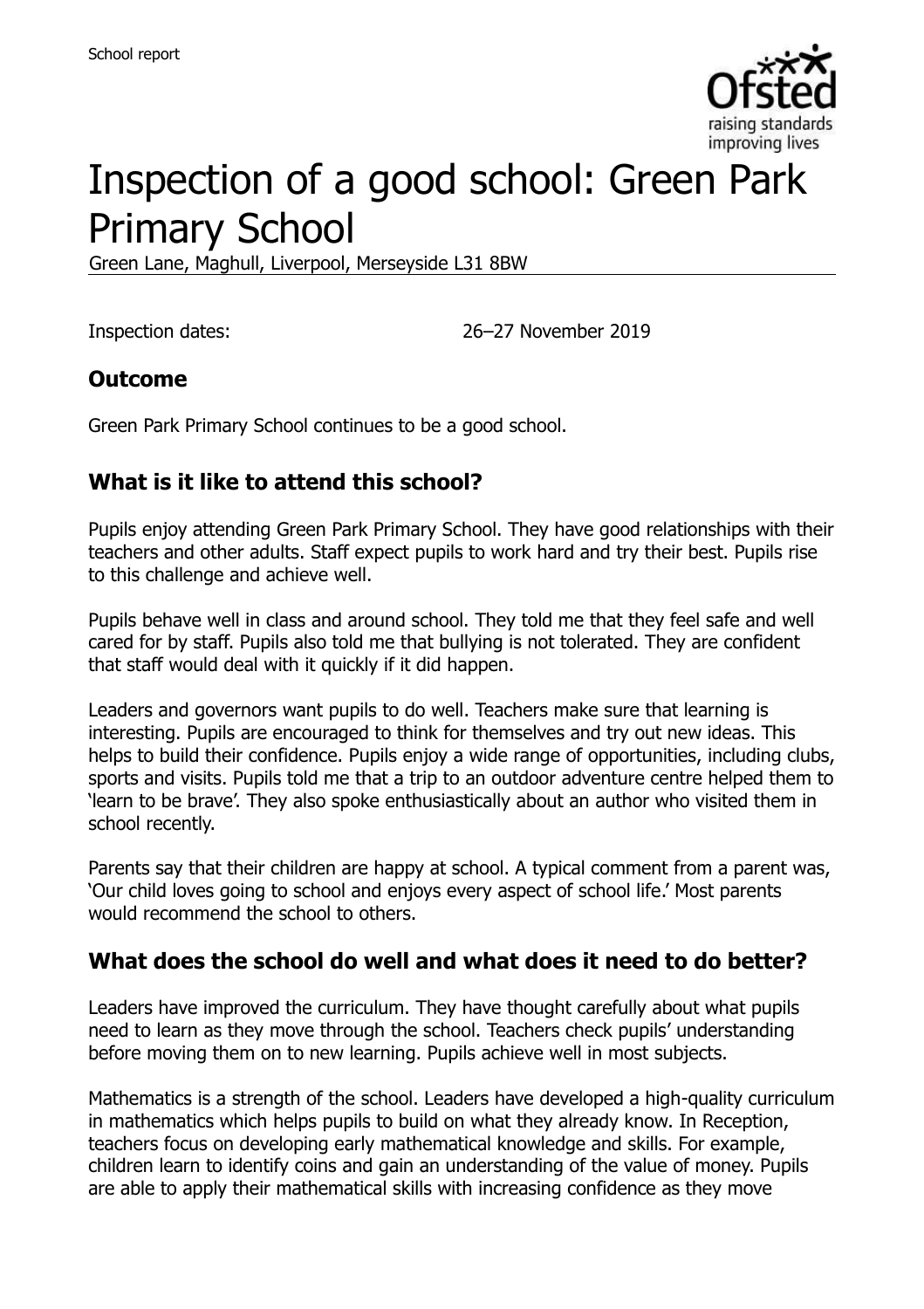School report

# Inspection of a good school: Green Park Primary School

Green Lane, Maghull, Liverpool, Merseyside L31 8BW

Inspection dates: 26–27 November 2019

## Outcome

Green Park Primary School continues to be a good school.

## What is it like to attend this school?

Pupils enjoy attending Green Park Primary School. They have good relationships with their teachers and other adults. Staff expect pupils to work hard and try their best. Pupils rise to this challenge and achieve well.

Pupils behave well in class and around school. They told me that they feel safe and well cared for by staff. Pupils also told me that bullying is not tolerated. They are confident that staff would deal with it quickly if it did happen.

Leaders and governors want pupils to do well. Teachers make sure that learning is interesting. Pupils are encouraged to think for themselves and try out new ideas. This helps to build their confidence. Pupils enjoy a wide range of opportunities, including clubs, sports and visits. Pupils told me that a trip to an outdoor adventure centre helped them to 'learn to be brave'. They also spoke enthusiastically about an author who visited them in school recently.

Parents say that their children are happy at school. A typical comment from a parent was, 'Our child loves going to school and enjoys every aspect of school life.' Most parents would recommend the school to others.

## What does the school do well and what does it need to do better?

Leaders have improved the curriculum. They have thought carefully about what pupils need to learn as they move through the school. Teachers check pupils' understanding before moving them on to new learning. Pupils achieve well in most subjects.

Mathematics is a strength of the school. Leaders have developed a high-quality curriculum in mathematics which helps pupils to build on what they already know. In Reception, teachers focus on developing early mathematical knowledge and skills. For example, children learn to identify coins and gain an understanding of the value of money. Pupils are able to apply their mathematical skills with increasing confidence as they move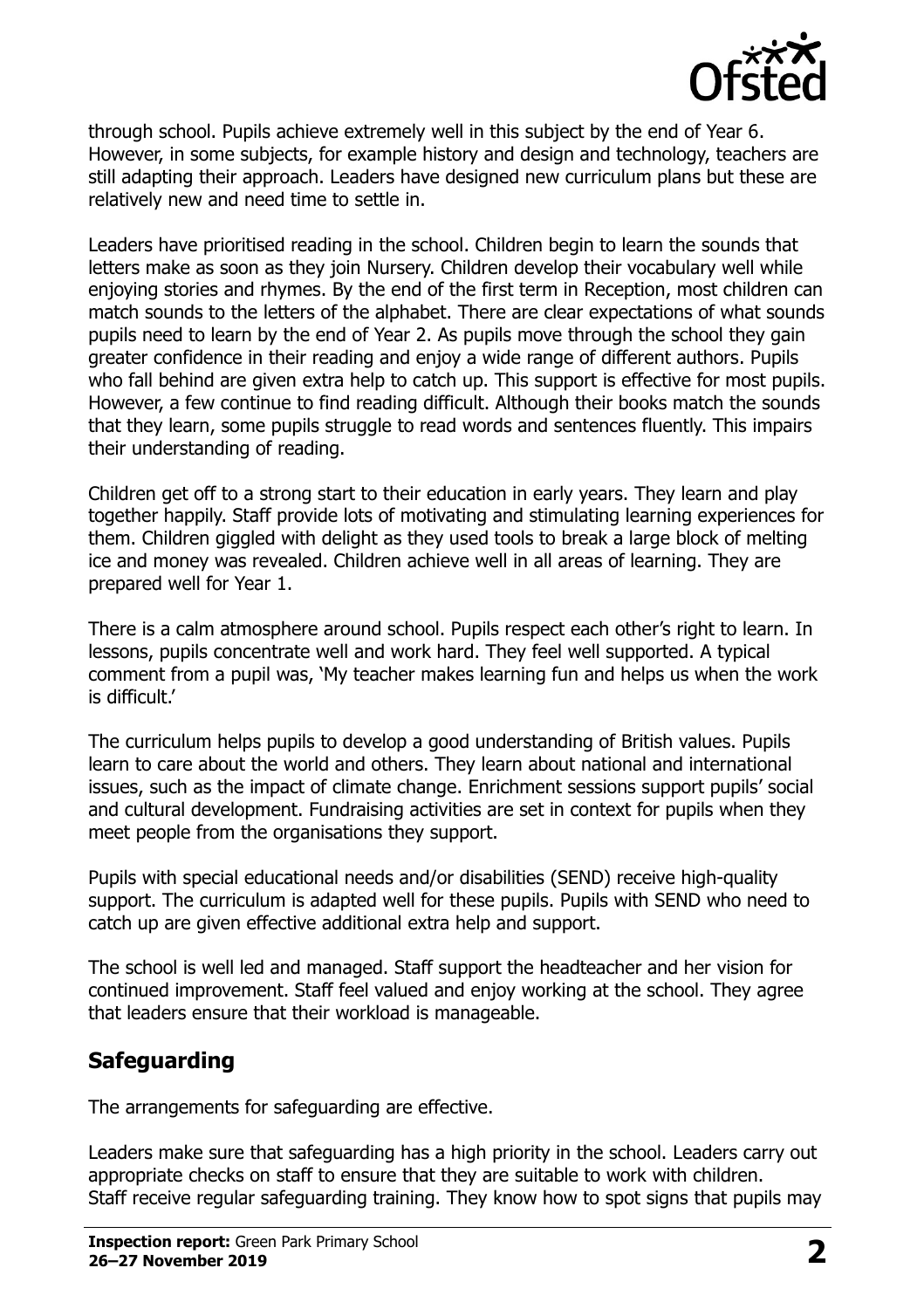through school. Pupils achieve extremely well in this subject by the end of Year 6. However, in some subjects, for example history and design and technology, teachers are still adapting their approach. Leaders have designed new curriculum plans but these are relatively new and need time to settle in.

Leaders have prioritised reading in the school. Children begin to learn the sounds that letters make as soon as they join Nursery. Children develop their vocabulary well while enjoying stories and rhymes. By the end of the first term in Reception, most children can match sounds to the letters of the alphabet. There are clear expectations of what sounds pupils need to learn by the end of Year 2. As pupils move through the school they gain greater confidence in their reading and enjoy a wide range of different authors. Pupils who fall behind are given extra help to catch up. This support is effective for most pupils. However, a few continue to find reading difficult. Although their books match the sounds that they learn, some pupils struggle to read words and sentences fluently. This impairs their understanding of reading.

Children get off to a strong start to their education in early years. They learn and play together happily. Staff provide lots of motivating and stimulating learning experiences for them. Children giggled with delight as they used tools to break a large block of melting ice and money was revealed. Children achieve well in all areas of learning. They are prepared well for Year 1.

There is a calm atmosphere around school. Pupils respect each other's right to learn. In lessons, pupils concentrate well and work hard. They feel well supported. A typical comment from a pupil was, 'My teacher makes learning fun and helps us when the work is difficult.'

The curriculum helps pupils to develop a good understanding of British values. Pupils learn to care about the world and others. They learn about national and international issues, such as the impact of climate change. Enrichment sessions support pupils' social and cultural development. Fundraising activities are set in context for pupils when they meet people from the organisations they support.

Pupils with special educational needs and/or disabilities (SEND) receive high-quality support. The curriculum is adapted well for these pupils. Pupils with SEND who need to catch up are given effective additional extra help and support.

The school is well led and managed. Staff support the headteacher and her vision for continued improvement. Staff feel valued and enjoy working at the school. They agree that leaders ensure that their workload is manageable.

## Safeguarding

The arrangements for safeguarding are effective.

Leaders make sure that safeguarding has a high priority in the school. Leaders carry out appropriate checks on staff to ensure that they are suitable to work with children. Staff receive regular safeguarding training. They know how to spot signs that pupils may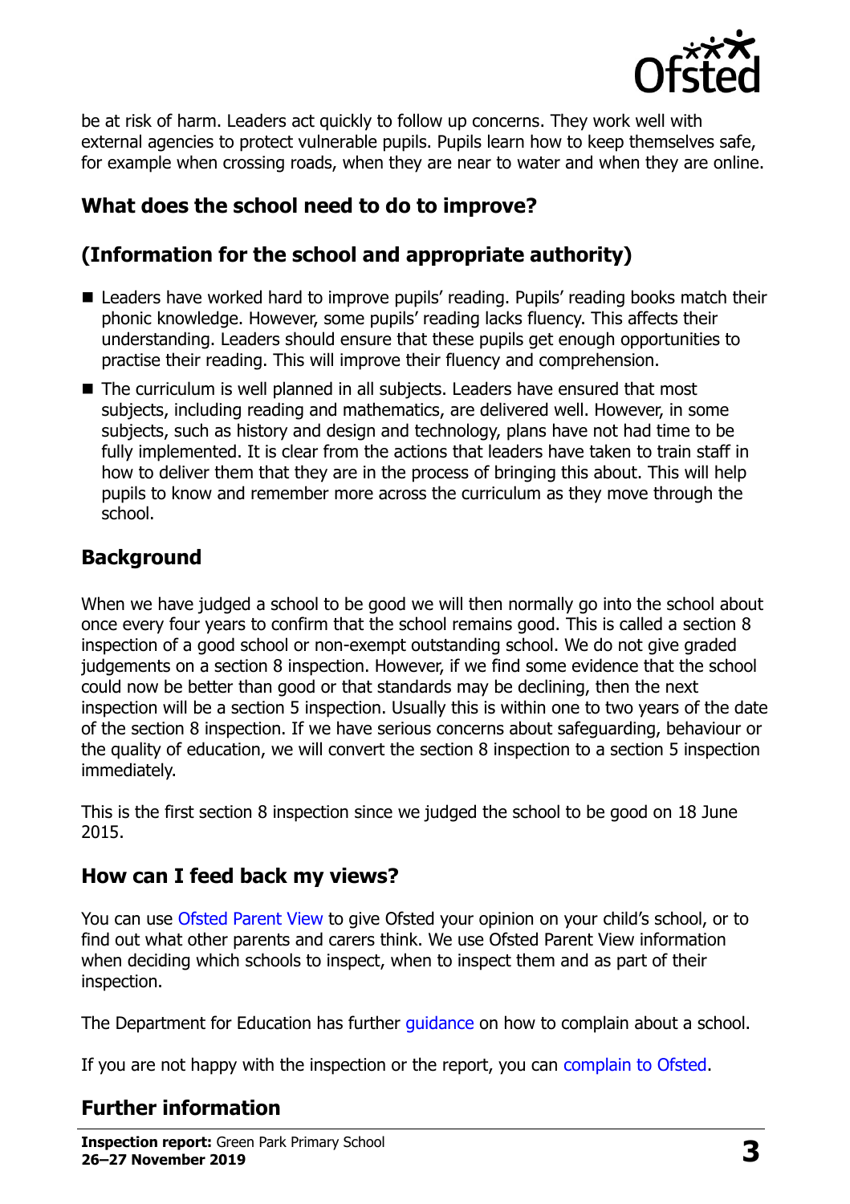be at risk of harm. Leaders act quickly to follow up concerns. They work well with external agencies to protect vulnerable pupils. Pupils learn how to keep themselves safe, for example when crossing roads, when they are near to water and when they are online.

## What does the school need to do to improve?

## (Information for the school and appropriate authority)

- Leaders have worked hard to improve pupils' reading. Pupils' reading books match their phonic knowledge. However, some pupils' reading lacks fluency. This affects their understanding. Leaders should ensure that these pupils get enough opportunities to practise their reading. This will improve their fluency and comprehension.
- The curriculum is well planned in all subjects. Leaders have ensured that most subjects, including reading and mathematics, are delivered well. However, in some subjects, such as history and design and technology, plans have not had time to be fully implemented. It is clear from the actions that leaders have taken to train staff in how to deliver them that they are in the process of bringing this about. This will help pupils to know and remember more across the curriculum as they move through the school.

## Background

When we have judged a school to be good we will then normally go into the school about once every four years to confirm that the school remains good. This is called a section 8 inspection of a good school or non-exempt outstanding school. We do not give graded judgements on a section 8 inspection. However, if we find some evidence that the school could now be better than good or that standards may be declining, then the next inspection will be a section 5 inspection. Usually this is within one to two years of the date of the section 8 inspection. If we have serious concerns about safeguarding, behaviour or the quality of education, we will convert the section 8 inspection to a section 5 inspection immediately.

This is the first section 8 inspection since we judged the school to be good on 18 June 2015.

## How can I feed back my views?

You can use Ofsted Parent View to give Ofsted your opinion on your child's school, or to find out what other parents and carers think. We use Ofsted Parent View information when deciding which schools to inspect, when to inspect them and as part of their inspection.

The Department for Education has further guidance on how to complain about a school.

If you are not happy with the inspection or the report, you can complain to Ofsted.

## Further information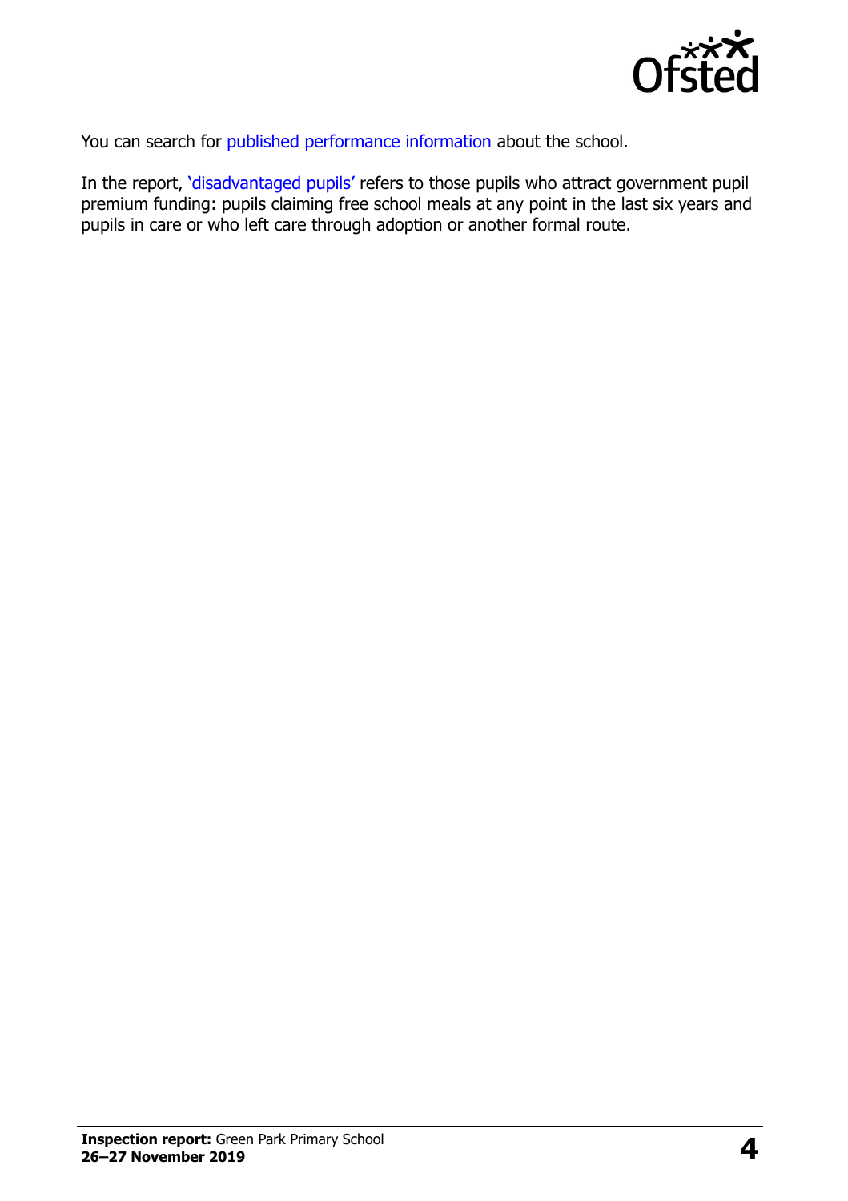You can search for published performance information about the school.

In the report, 'disadvantaged pupils' refers to those pupils who attract government pupil premium funding: pupils claiming free school meals at any point in the last six years and pupils in care or who left care through adoption or another formal route.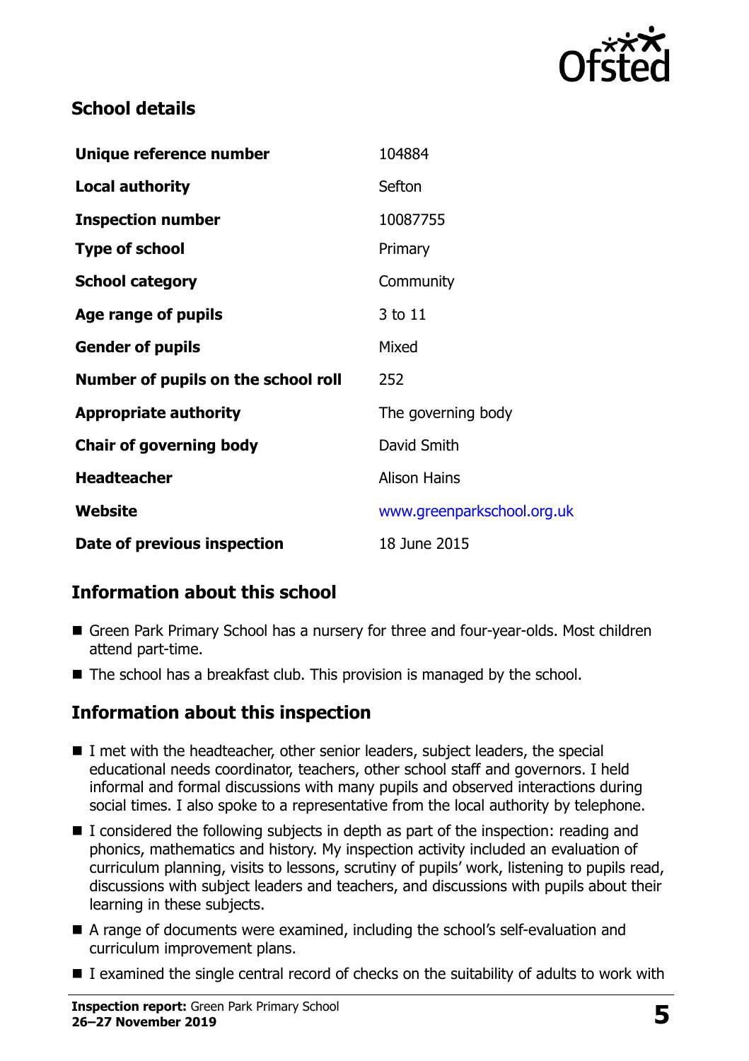## School details

| | |
|---|---|
| **Unique reference number** | 104884 |
| **Local authority** | Sefton |
| **Inspection number** | 10087755 |
| **Type of school** | Primary |
| **School category** | Community |
| **Age range of pupils** | 3 to 11 |
| **Gender of pupils** | Mixed |
| **Number of pupils on the school roll** | 252 |
| **Appropriate authority** | The governing body |
| **Chair of governing body** | David Smith |
| **Headteacher** | Alison Hains |
| **Website** | www.greenparkschool.org.uk |
| **Date of previous inspection** | 18 June 2015 |

## Information about this school

- Green Park Primary School has a nursery for three and four-year-olds. Most children attend part-time.
- The school has a breakfast club. This provision is managed by the school.

## Information about this inspection

- I met with the headteacher, other senior leaders, subject leaders, the special educational needs coordinator, teachers, other school staff and governors. I held informal and formal discussions with many pupils and observed interactions during social times. I also spoke to a representative from the local authority by telephone.
- I considered the following subjects in depth as part of the inspection: reading and phonics, mathematics and history. My inspection activity included an evaluation of curriculum planning, visits to lessons, scrutiny of pupils' work, listening to pupils read, discussions with subject leaders and teachers, and discussions with pupils about their learning in these subjects.
- A range of documents were examined, including the school's self-evaluation and curriculum improvement plans.
- I examined the single central record of checks on the suitability of adults to work with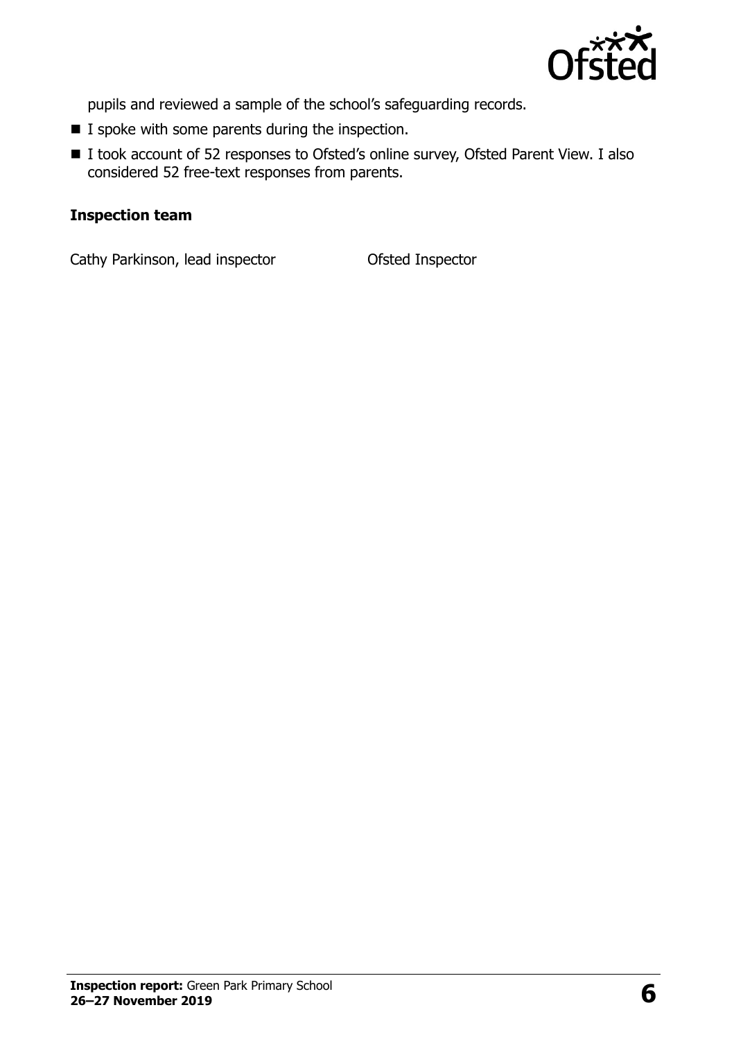pupils and reviewed a sample of the school's safeguarding records.

- I spoke with some parents during the inspection.
- I took account of 52 responses to Ofsted's online survey, Ofsted Parent View. I also considered 52 free-text responses from parents.

**Inspection team**

| | |
|---|---|
| Cathy Parkinson, lead inspector | Ofsted Inspector |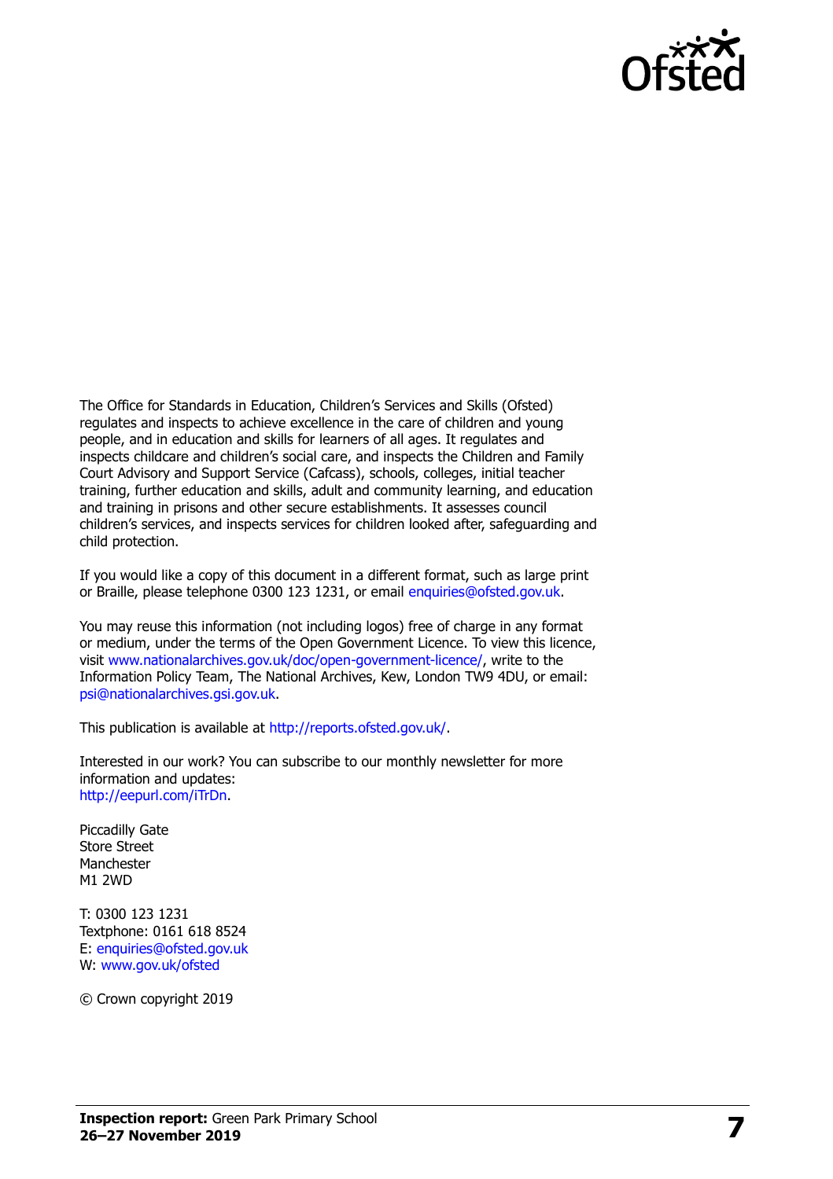The Office for Standards in Education, Children's Services and Skills (Ofsted) regulates and inspects to achieve excellence in the care of children and young people, and in education and skills for learners of all ages. It regulates and inspects childcare and children's social care, and inspects the Children and Family Court Advisory and Support Service (Cafcass), schools, colleges, initial teacher training, further education and skills, adult and community learning, and education and training in prisons and other secure establishments. It assesses council children's services, and inspects services for children looked after, safeguarding and child protection.

If you would like a copy of this document in a different format, such as large print or Braille, please telephone 0300 123 1231, or email enquiries@ofsted.gov.uk.

You may reuse this information (not including logos) free of charge in any format or medium, under the terms of the Open Government Licence. To view this licence, visit www.nationalarchives.gov.uk/doc/open-government-licence/, write to the Information Policy Team, The National Archives, Kew, London TW9 4DU, or email: psi@nationalarchives.gsi.gov.uk.

This publication is available at http://reports.ofsted.gov.uk/.

Interested in our work? You can subscribe to our monthly newsletter for more information and updates:
http://eepurl.com/iTrDn.

Piccadilly Gate
Store Street
Manchester
M1 2WD

T: 0300 123 1231
Textphone: 0161 618 8524
E: enquiries@ofsted.gov.uk
W: www.gov.uk/ofsted

© Crown copyright 2019